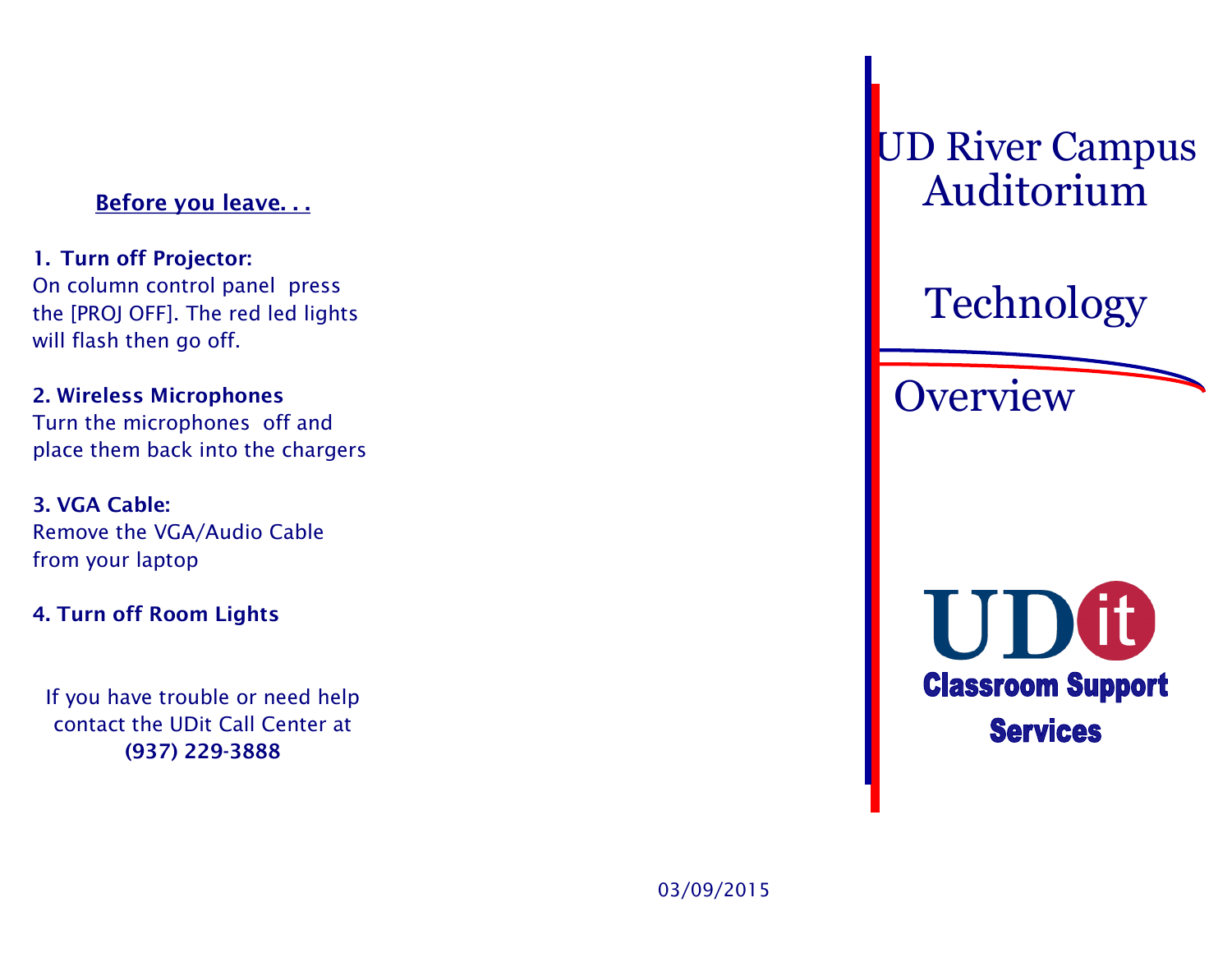## Before you leave. . .

**1. Turn off Projector:**
On column control panel press the [PROJ OFF]. The red led lights will flash then go off.

**2. Wireless Microphones**
Turn the microphones off and place them back into the chargers

**3. VGA Cable:**
Remove the VGA/Audio Cable from your laptop

**4. Turn off Room Lights**

If you have trouble or need help contact the UDit Call Center at **(937) 229-3888**

# UD River Campus Auditorium

# Technology

# Overview

UDit
**Classroom Support Services**

03/09/2015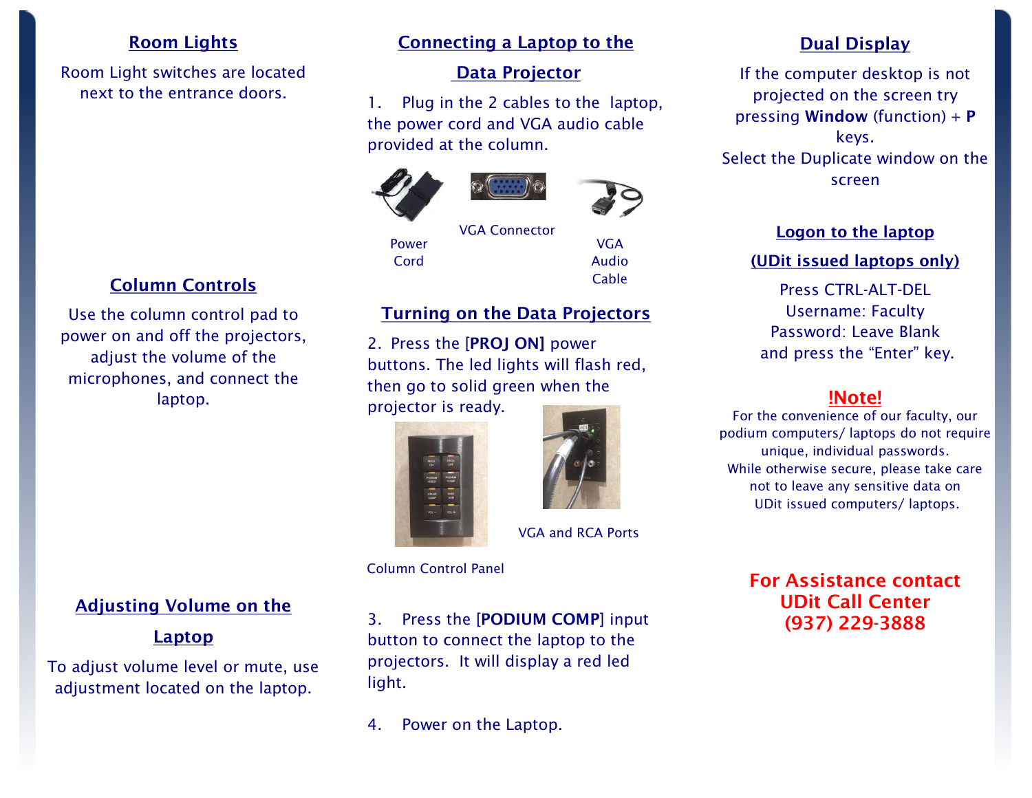## Room Lights

Room Light switches are located next to the entrance doors.

## Column Controls

Use the column control pad to power on and off the projectors, adjust the volume of the microphones, and connect the laptop.

## Adjusting Volume on the Laptop

To adjust volume level or mute, use adjustment located on the laptop.

## Connecting a Laptop to the Data Projector

1. Plug in the 2 cables to the laptop, the power cord and VGA audio cable provided at the column.

Power Cord

VGA Connector

VGA Audio Cable

## Turning on the Data Projectors

2. Press the **[PROJ ON]** power buttons. The led lights will flash red, then go to solid green when the projector is ready.

Column Control Panel

VGA and RCA Ports

3. Press the [**PODIUM COMP**] input button to connect the laptop to the projectors. It will display a red led light.

4. Power on the Laptop.

## Dual Display

If the computer desktop is not projected on the screen try pressing **Window** (function) + **P** keys.
Select the Duplicate window on the screen

## Logon to the laptop (UDit issued laptops only)

Press CTRL-ALT-DEL
Username: Faculty
Password: Leave Blank
and press the "Enter" key.

## !Note!

For the convenience of our faculty, our podium computers/ laptops do not require unique, individual passwords.
While otherwise secure, please take care not to leave any sensitive data on UDit issued computers/ laptops.

**For Assistance contact UDit Call Center (937) 229-3888**